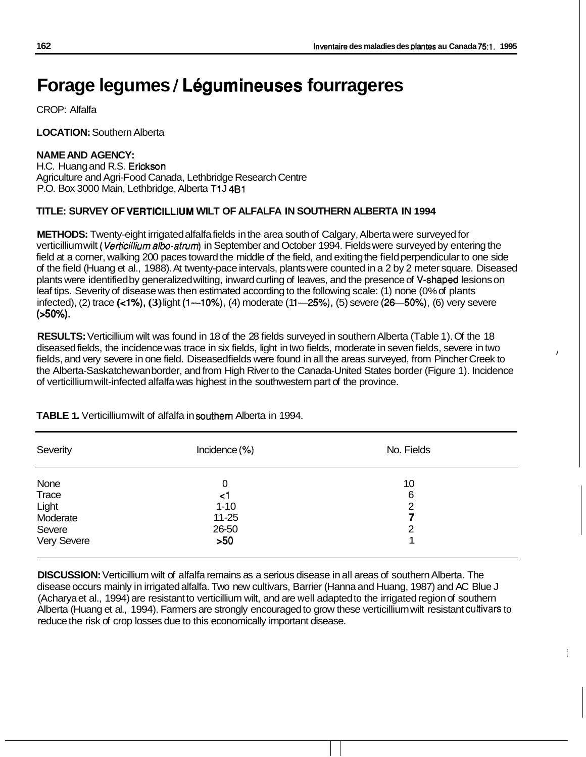# Forage legumes / Légumineuses fourrageres

CROP: Alfalfa

**LOCATION:** Southern Alberta

**NAME AND AGENCY:**
H.C. Huang and R.S. Erickson
Agriculture and Agri-Food Canada, Lethbridge Research Centre
P.O. Box 3000 Main, Lethbridge, Alberta T1J 4B1

**TITLE: SURVEY OF VERTICILLIUM WILT OF ALFALFA IN SOUTHERN ALBERTA IN 1994**

**METHODS:** Twenty-eight irrigated alfalfa fields in the area south of Calgary, Alberta were surveyed for verticillium wilt (*Verticillium albo-atrum*) in September and October 1994. Fields were surveyed by entering the field at a corner, walking 200 paces toward the middle of the field, and exiting the field perpendicular to one side of the field (Huang et al., 1988). At twenty-pace intervals, plants were counted in a 2 by 2 meter square. Diseased plants were identified by generalized wilting, inward curling of leaves, and the presence of V-shaped lesions on leaf tips. Severity of disease was then estimated according to the following scale: (1) none (0% of plants infected), (2) trace (<1%), (3) light (1—10%), (4) moderate (11—25%), (5) severe (26—50%), (6) very severe (>50%).

**RESULTS:** Verticillium wilt was found in 18 of the 28 fields surveyed in southern Alberta (Table 1). Of the 18 diseased fields, the incidence was trace in six fields, light in two fields, moderate in seven fields, severe in two fields, and very severe in one field. Diseased fields were found in all the areas surveyed, from Pincher Creek to the Alberta-Saskatchewan border, and from High River to the Canada-United States border (Figure 1). Incidence of verticillium wilt-infected alfalfa was highest in the southwestern part of the province.

**TABLE 1.** Verticillium wilt of alfalfa in southern Alberta in 1994.

| Severity | Incidence (%) | No. Fields |
|---|---|---|
| None | 0 | 10 |
| Trace | <1 | 6 |
| Light | 1-10 | 2 |
| Moderate | 11-25 | 7 |
| Severe | 26-50 | 2 |
| Very Severe | >50 | 1 |

**DISCUSSION:** Verticillium wilt of alfalfa remains as a serious disease in all areas of southern Alberta. The disease occurs mainly in irrigated alfalfa. Two new cultivars, Barrier (Hanna and Huang, 1987) and AC Blue J (Acharya et al., 1994) are resistant to verticillium wilt, and are well adapted to the irrigated region of southern Alberta (Huang et al., 1994). Farmers are strongly encouraged to grow these verticillium wilt resistant cultivars to reduce the risk of crop losses due to this economically important disease.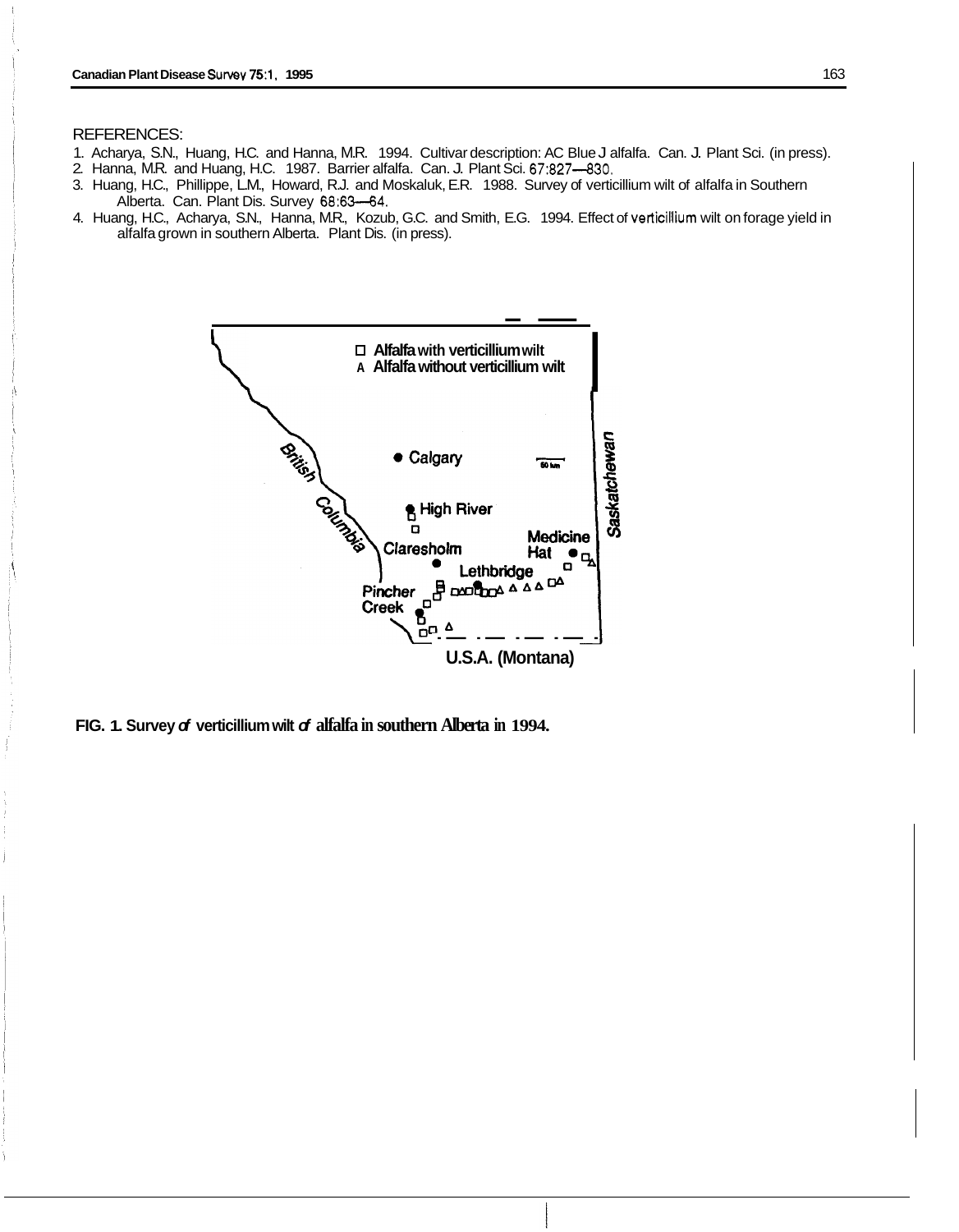REFERENCES:

1. Acharya, S.N., Huang, H.C. and Hanna, M.R. 1994. Cultivar description: AC Blue J alfalfa. Can. J. Plant Sci. (in press).
2. Hanna, M.R. and Huang, H.C. 1987. Barrier alfalfa. Can. J. Plant Sci. 67:827—830.
3. Huang, H.C., Phillippe, L.M., Howard, R.J. and Moskaluk, E.R. 1988. Survey of verticillium wilt of alfalfa in Southern Alberta. Can. Plant Dis. Survey 68:63—64.
4. Huang, H.C., Acharya, S.N., Hanna, M.R., Kozub, G.C. and Smith, E.G. 1994. Effect of verticillium wilt on forage yield in alfalfa grown in southern Alberta. Plant Dis. (in press).

□ Alfalfa with verticillium wilt
Δ Alfalfa without verticillium wilt

British Columbia · Calgary · High River · Claresholm · Medicine Hat · Lethbridge · Pincher Creek · Saskatchewan · U.S.A. (Montana) · 50 km

**FIG. 1. Survey of verticillium wilt of alfalfa in southern Alberta in 1994.**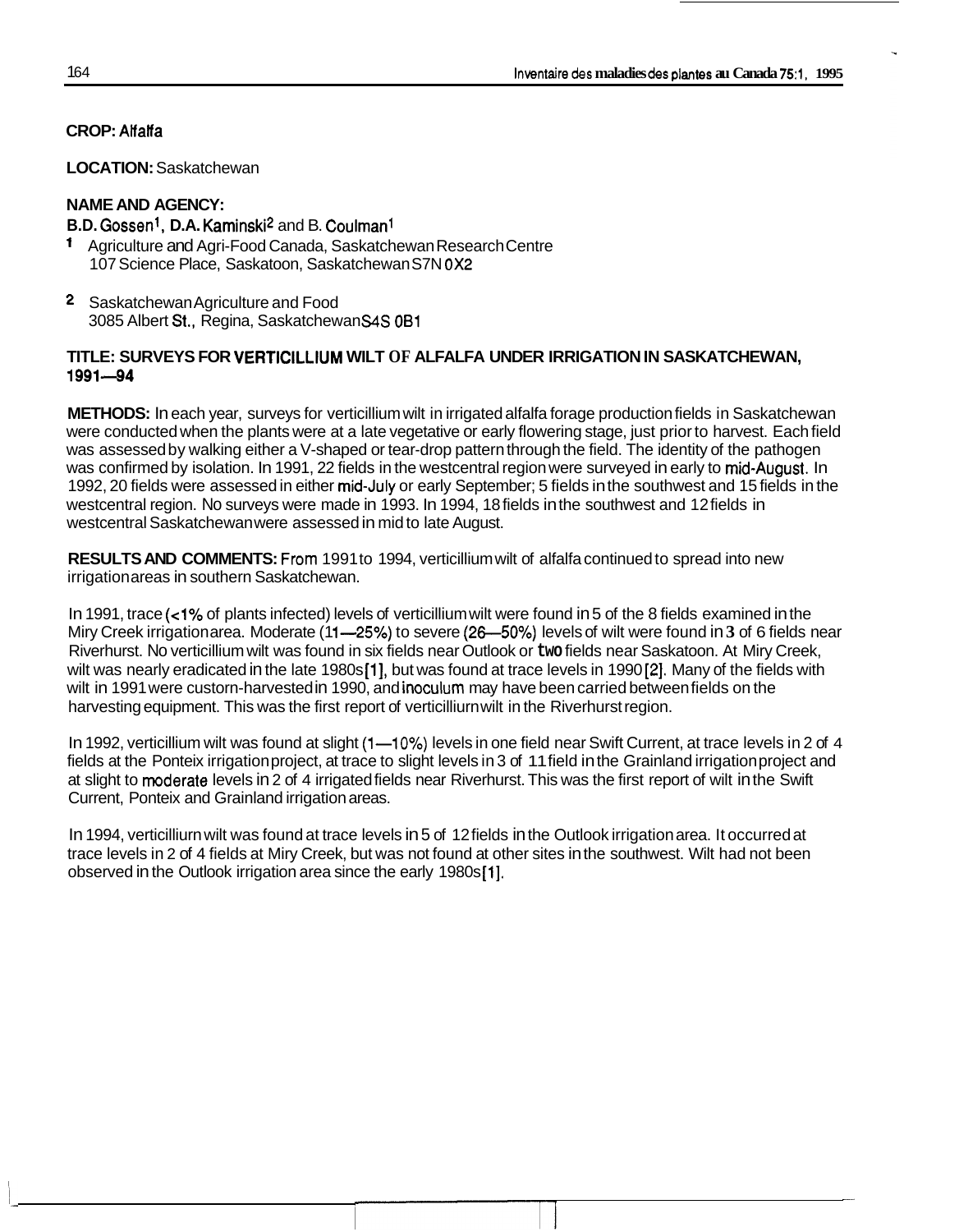**CROP:** Alfalfa

**LOCATION:** Saskatchewan

**NAME AND AGENCY:**

**B.D. Gossen[1], D.A. Kaminski[2]** and B. **Coulman[1]**

[1] Agriculture and Agri-Food Canada, Saskatchewan Research Centre
107 Science Place, Saskatoon, Saskatchewan S7N 0X2

[2] Saskatchewan Agriculture and Food
3085 Albert St., Regina, Saskatchewan S4S 0B1

**TITLE: SURVEYS FOR VERTICILLIUM WILT OF ALFALFA UNDER IRRIGATION IN SASKATCHEWAN, 1991—94**

**METHODS:** In each year, surveys for verticillium wilt in irrigated alfalfa forage production fields in Saskatchewan were conducted when the plants were at a late vegetative or early flowering stage, just prior to harvest. Each field was assessed by walking either a V-shaped or tear-drop pattern through the field. The identity of the pathogen was confirmed by isolation. In 1991, 22 fields in the westcentral region were surveyed in early to mid-August. In 1992, 20 fields were assessed in either mid-July or early September; 5 fields in the southwest and 15 fields in the westcentral region. No surveys were made in 1993. In 1994, 18 fields in the southwest and 12 fields in westcentral Saskatchewan were assessed in mid to late August.

**RESULTS AND COMMENTS:** From 1991 to 1994, verticillium wilt of alfalfa continued to spread into new irrigation areas in southern Saskatchewan.

In 1991, trace (<1% of plants infected) levels of verticillium wilt were found in 5 of the 8 fields examined in the Miry Creek irrigation area. Moderate (11—25%) to severe (26—50%) levels of wilt were found in 3 of 6 fields near Riverhurst. No verticillium wilt was found in six fields near Outlook or two fields near Saskatoon. At Miry Creek, wilt was nearly eradicated in the late 1980s [1], but was found at trace levels in 1990 [2]. Many of the fields with wilt in 1991 were custorn-harvested in 1990, and inoculum may have been carried between fields on the harvesting equipment. This was the first report of verticilliurn wilt in the Riverhurst region.

In 1992, verticillium wilt was found at slight (1—10%) levels in one field near Swift Current, at trace levels in 2 of 4 fields at the Ponteix irrigation project, at trace to slight levels in 3 of 11 field in the Grainland irrigation project and at slight to moderate levels in 2 of 4 irrigated fields near Riverhurst. This was the first report of wilt in the Swift Current, Ponteix and Grainland irrigation areas.

In 1994, verticilliurn wilt was found at trace levels in 5 of 12 fields in the Outlook irrigation area. It occurred at trace levels in 2 of 4 fields at Miry Creek, but was not found at other sites in the southwest. Wilt had not been observed in the Outlook irrigation area since the early 1980s [1].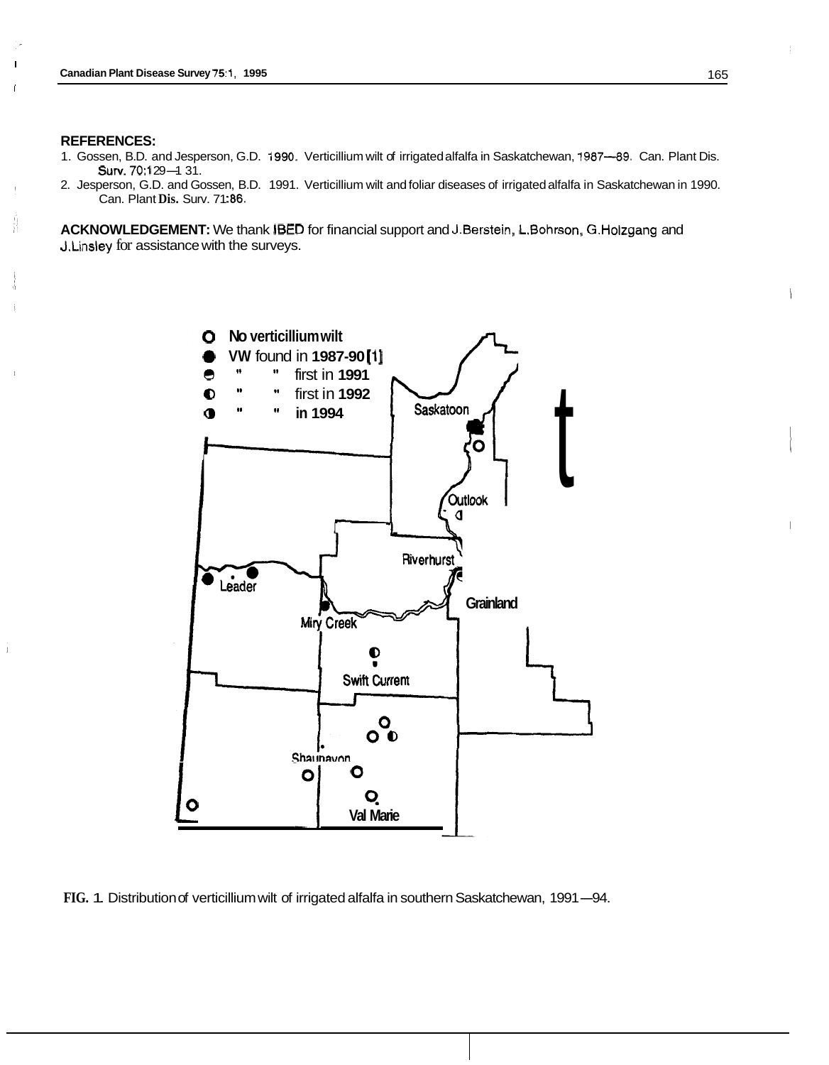## REFERENCES:

1. Gossen, B.D. and Jesperson, G.D. 1990. Verticillium wilt of irrigated alfalfa in Saskatchewan, 1987—89. Can. Plant Dis. Surv. 70:129—131.
2. Jesperson, G.D. and Gossen, B.D. 1991. Verticillium wilt and foliar diseases of irrigated alfalfa in Saskatchewan in 1990. Can. Plant Dis. Surv. 71:86.

**ACKNOWLEDGEMENT:** We thank IBED for financial support and J.Berstein, L.Bohrson, G.Holzgang and J.Linsley for assistance with the surveys.

FIG. 1. Distribution of verticillium wilt of irrigated alfalfa in southern Saskatchewan, 1991—94.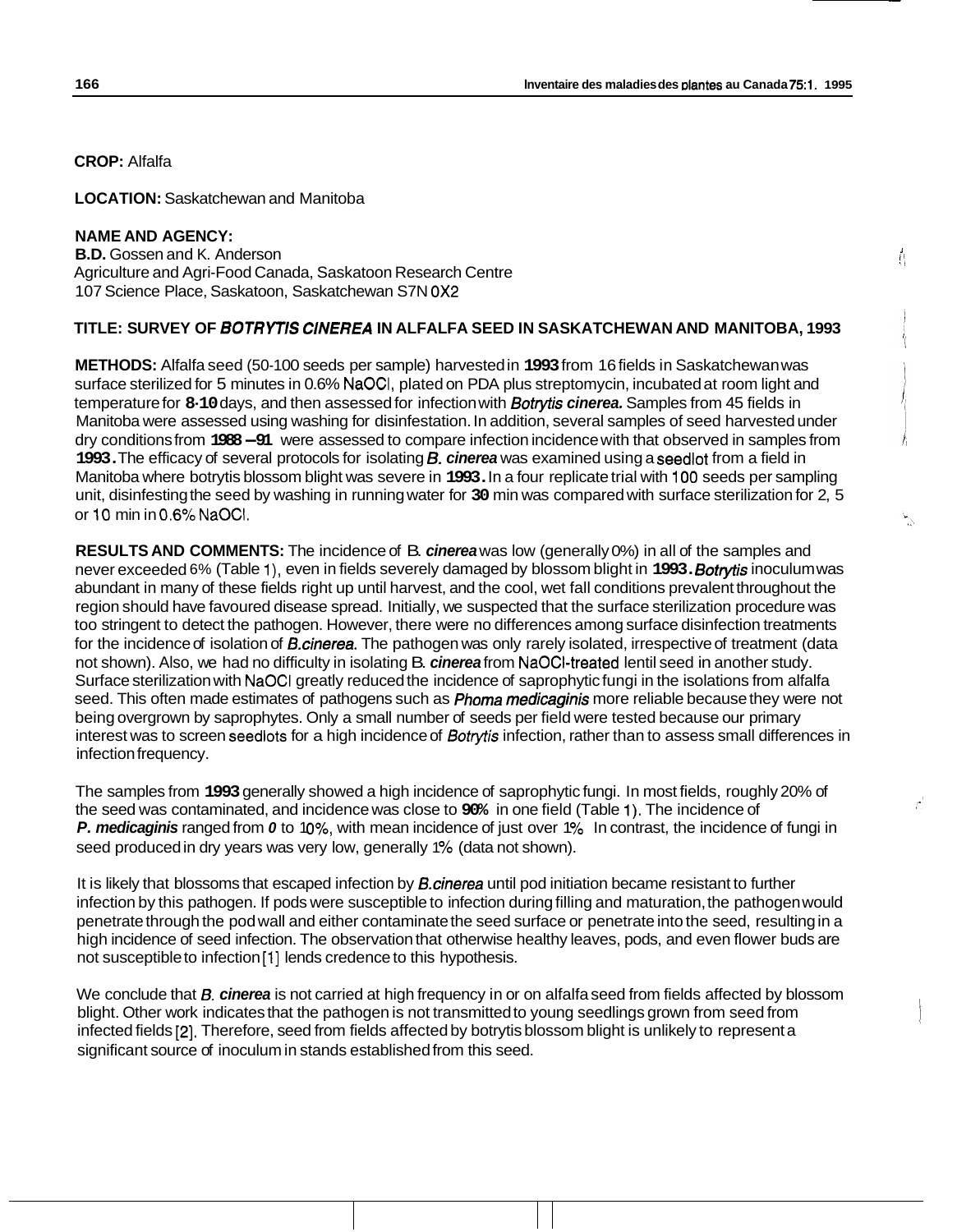**CROP:** Alfalfa

**LOCATION:** Saskatchewan and Manitoba

**NAME AND AGENCY:**
**B.D.** Gossen and K. Anderson
Agriculture and Agri-Food Canada, Saskatoon Research Centre
107 Science Place, Saskatoon, Saskatchewan S7N 0X2

**TITLE: SURVEY OF *BOTRYTIS CINEREA* IN ALFALFA SEED IN SASKATCHEWAN AND MANITOBA, 1993**

**METHODS:** Alfalfa seed (50-100 seeds per sample) harvested in **1993** from 16 fields in Saskatchewan was surface sterilized for 5 minutes in 0.6% NaOCl, plated on PDA plus streptomycin, incubated at room light and temperature for **8-10** days, and then assessed for infection with ***Botrytis cinerea.*** Samples from 45 fields in Manitoba were assessed using washing for disinfestation. In addition, several samples of seed harvested under dry conditions from **1988 – 91** were assessed to compare infection incidence with that observed in samples from **1993.** The efficacy of several protocols for isolating ***B. cinerea*** was examined using a seedlot from a field in Manitoba where botrytis blossom blight was severe in **1993.** In a four replicate trial with 100 seeds per sampling unit, disinfesting the seed by washing in running water for **30** min was compared with surface sterilization for 2, 5 or 10 min in 0.6% NaOCl.

**RESULTS AND COMMENTS:** The incidence of B. ***cinerea*** was low (generally 0%) in all of the samples and never exceeded 6% (Table 1), even in fields severely damaged by blossom blight in **1993.** ***Botrytis*** inoculum was abundant in many of these fields right up until harvest, and the cool, wet fall conditions prevalent throughout the region should have favoured disease spread. Initially, we suspected that the surface sterilization procedure was too stringent to detect the pathogen. However, there were no differences among surface disinfection treatments for the incidence of isolation of ***B.cinerea***. The pathogen was only rarely isolated, irrespective of treatment (data not shown). Also, we had no difficulty in isolating B. ***cinerea*** from NaOCl-treated lentil seed in another study. Surface sterilization with NaOCl greatly reduced the incidence of saprophytic fungi in the isolations from alfalfa seed. This often made estimates of pathogens such as ***Phoma medicaginis*** more reliable because they were not being overgrown by saprophytes. Only a small number of seeds per field were tested because our primary interest was to screen seedlots for a high incidence of *Botrytis* infection, rather than to assess small differences in infection frequency.

The samples from **1993** generally showed a high incidence of saprophytic fungi. In most fields, roughly 20% of the seed was contaminated, and incidence was close to **90%** in one field (Table 1). The incidence of ***P. medicaginis*** ranged from ***0*** to 10%, with mean incidence of just over 1% In contrast, the incidence of fungi in seed produced in dry years was very low, generally 1% (data not shown).

It is likely that blossoms that escaped infection by ***B.cinerea*** until pod initiation became resistant to further infection by this pathogen. If pods were susceptible to infection during filling and maturation, the pathogen would penetrate through the pod wall and either contaminate the seed surface or penetrate into the seed, resulting in a high incidence of seed infection. The observation that otherwise healthy leaves, pods, and even flower buds are not susceptible to infection [1] lends credence to this hypothesis.

We conclude that ***B. cinerea*** is not carried at high frequency in or on alfalfa seed from fields affected by blossom blight. Other work indicates that the pathogen is not transmitted to young seedlings grown from seed from infected fields [2]. Therefore, seed from fields affected by botrytis blossom blight is unlikely to represent a significant source of inoculum in stands established from this seed.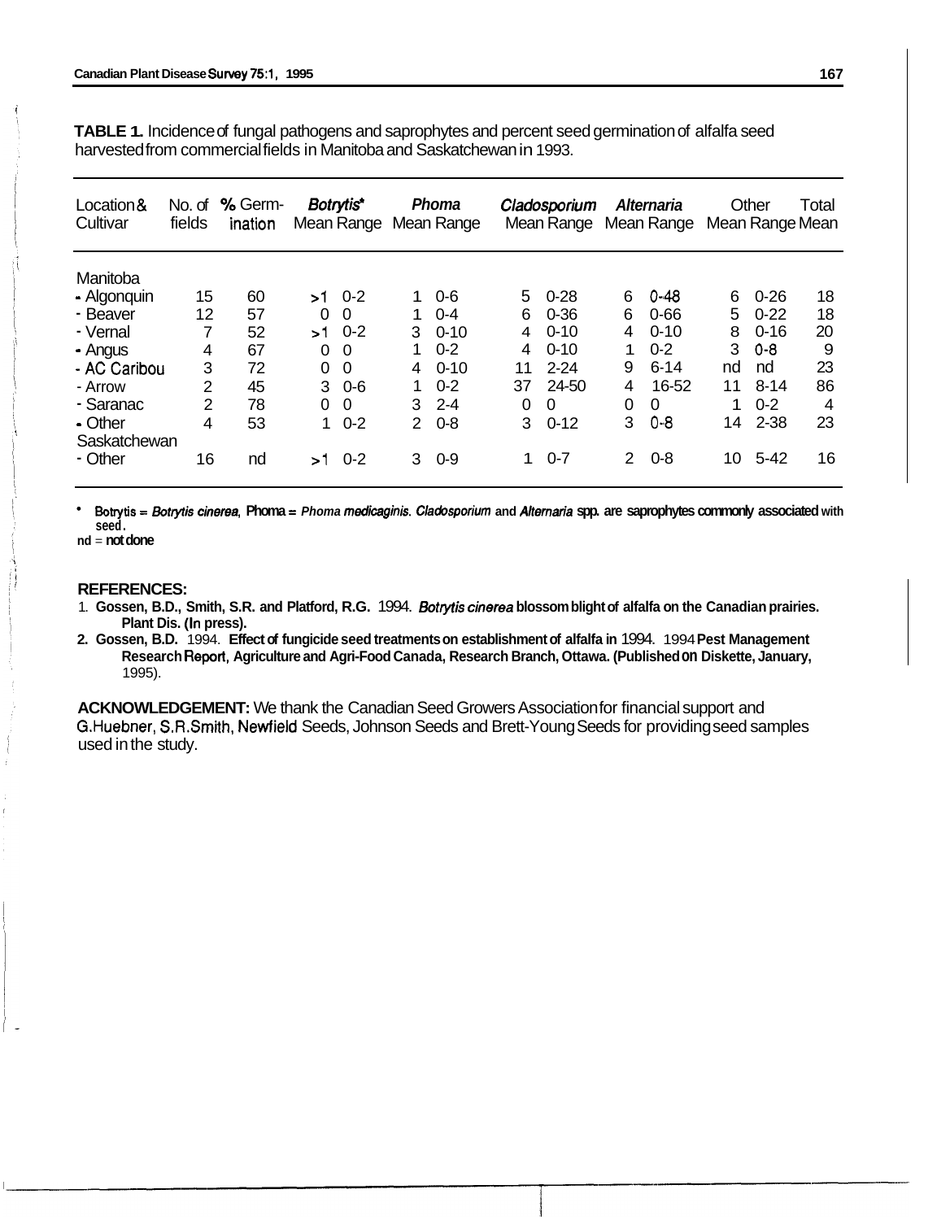**TABLE 1.** Incidence of fungal pathogens and saprophytes and percent seed germination of alfalfa seed harvested from commercial fields in Manitoba and Saskatchewan in 1993.

| Location & Cultivar | No. of fields | % Germ-ination | *Botrytis** | | *Phoma* | | *Cladosporium* | | *Alternaria* | | Other | | Total |
|---|---|---|---|---|---|---|---|---|---|---|---|---|---|
| | | | Mean | Range | Mean | Range | Mean | Range | Mean | Range | Mean | Range | Mean |
| Manitoba | | | | | | | | | | | | | |
| - Algonquin | 15 | 60 | >1 | 0-2 | 1 | 0-6 | 5 | 0-28 | 6 | 0-48 | 6 | 0-26 | 18 |
| - Beaver | 12 | 57 | 0 | 0 | 1 | 0-4 | 6 | 0-36 | 6 | 0-66 | 5 | 0-22 | 18 |
| - Vernal | 7 | 52 | >1 | 0-2 | 3 | 0-10 | 4 | 0-10 | 4 | 0-10 | 8 | 0-16 | 20 |
| - Angus | 4 | 67 | 0 | 0 | 1 | 0-2 | 4 | 0-10 | 1 | 0-2 | 3 | 0-8 | 9 |
| - AC Caribou | 3 | 72 | 0 | 0 | 4 | 0-10 | 11 | 2-24 | 9 | 6-14 | nd | nd | 23 |
| - Arrow | 2 | 45 | 3 | 0-6 | 1 | 0-2 | 37 | 24-50 | 4 | 16-52 | 11 | 8-14 | 86 |
| - Saranac | 2 | 78 | 0 | 0 | 3 | 2-4 | 0 | 0 | 0 | 0 | 1 | 0-2 | 4 |
| - Other | 4 | 53 | 1 | 0-2 | 2 | 0-8 | 3 | 0-12 | 3 | 0-8 | 14 | 2-38 | 23 |
| Saskatchewan | | | | | | | | | | | | | |
| - Other | 16 | nd | >1 | 0-2 | 3 | 0-9 | 1 | 0-7 | 2 | 0-8 | 10 | 5-42 | 16 |

\* Botrytis = *Botrytis cinerea*, Phoma = *Phoma medicaginis*. *Cladosporium* and *Alternaria* spp. are saprophytes commonly associated with seed.
nd = not done

**REFERENCES:**

1. **Gossen, B.D., Smith, S.R. and Platford, R.G.** 1994. ***Botrytis cinerea* blossom blight of alfalfa on the Canadian prairies. Plant Dis. (In press).**
2. **Gossen, B.D.** 1994. **Effect of fungicide seed treatments on establishment of alfalfa in** 1994. 1994 **Pest Management Research Report, Agriculture and Agri-Food Canada, Research Branch, Ottawa. (Published on Diskette, January,** 1995).

**ACKNOWLEDGEMENT:** We thank the Canadian Seed Growers Association for financial support and G.Huebner, S.R.Smith, Newfield Seeds, Johnson Seeds and Brett-Young Seeds for providing seed samples used in the study.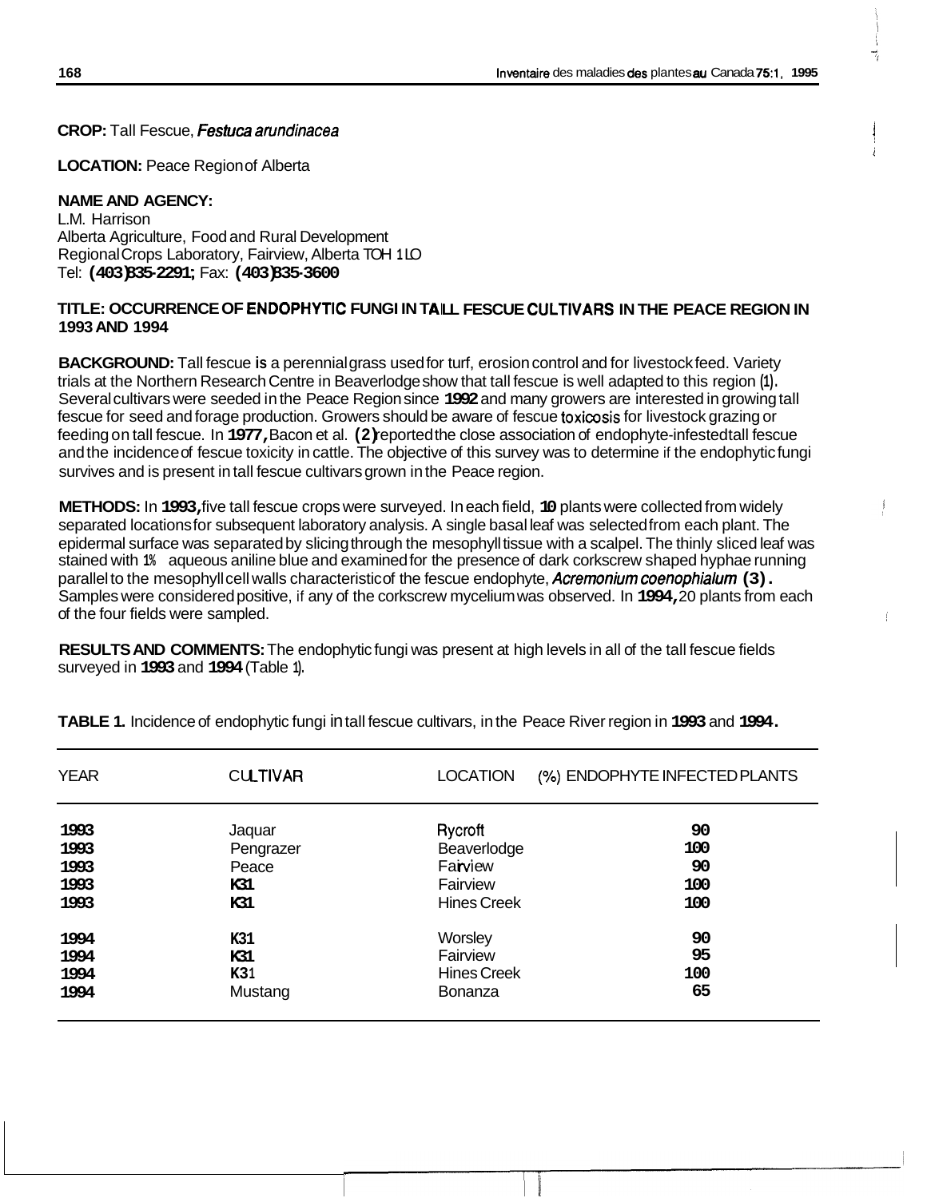**CROP:** Tall Fescue, *Festuca arundinacea*

**LOCATION:** Peace Region of Alberta

**NAME AND AGENCY:**
L.M. Harrison
Alberta Agriculture, Food and Rural Development
Regional Crops Laboratory, Fairview, Alberta T0H 1L0
Tel: **(403) 835-2291;** Fax: **(403) 835-3600**

**TITLE: OCCURRENCE OF ENDOPHYTIC FUNGI IN TALL FESCUE CULTIVARS IN THE PEACE REGION IN 1993 AND 1994**

**BACKGROUND:** Tall fescue is a perennial grass used for turf, erosion control and for livestock feed. Variety trials at the Northern Research Centre in Beaverlodge show that tall fescue is well adapted to this region (1). Several cultivars were seeded in the Peace Region since **1992** and many growers are interested in growing tall fescue for seed and forage production. Growers should be aware of fescue toxicosis for livestock grazing or feeding on tall fescue. In **1977,** Bacon et al. **(2)** reported the close association of endophyte-infested tall fescue and the incidence of fescue toxicity in cattle. The objective of this survey was to determine if the endophytic fungi survives and is present in tall fescue cultivars grown in the Peace region.

**METHODS:** In **1993,** five tall fescue crops were surveyed. In each field, **10** plants were collected from widely separated locations for subsequent laboratory analysis. A single basal leaf was selected from each plant. The epidermal surface was separated by slicing through the mesophyll tissue with a scalpel. The thinly sliced leaf was stained with 1% aqueous aniline blue and examined for the presence of dark corkscrew shaped hyphae running parallel to the mesophyll cell walls characteristic of the fescue endophyte, *Acremonium coenophialum* **(3).** Samples were considered positive, if any of the corkscrew mycelium was observed. In **1994,** 20 plants from each of the four fields were sampled.

**RESULTS AND COMMENTS:** The endophytic fungi was present at high levels in all of the tall fescue fields surveyed in **1993** and **1994** (Table 1).

**TABLE 1.** Incidence of endophytic fungi in tall fescue cultivars, in the Peace River region in **1993** and **1994.**

| YEAR | CULTIVAR | LOCATION | (%) ENDOPHYTE INFECTED PLANTS |
|---|---|---|---|
| 1993 | Jaquar | Rycroft | 90 |
| 1993 | Pengrazer | Beaverlodge | 100 |
| 1993 | Peace | Fairview | 90 |
| 1993 | K31 | Fairview | 100 |
| 1993 | K31 | Hines Creek | 100 |
| 1994 | K31 | Worsley | 90 |
| 1994 | K31 | Fairview | 95 |
| 1994 | K31 | Hines Creek | 100 |
| 1994 | Mustang | Bonanza | 65 |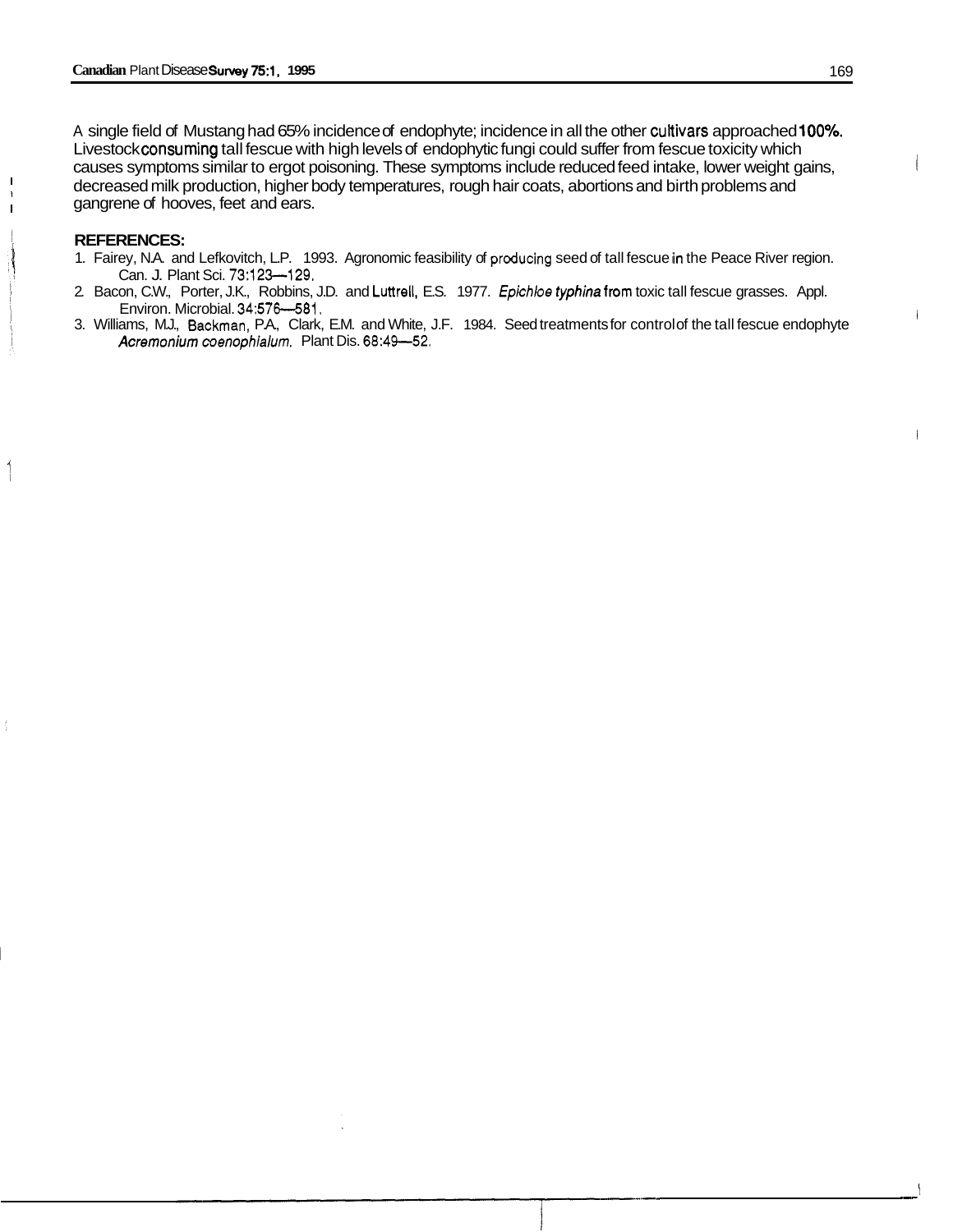A single field of Mustang had 65% incidence of endophyte; incidence in all the other cultivars approached 100%. Livestock consuming tall fescue with high levels of endophytic fungi could suffer from fescue toxicity which causes symptoms similar to ergot poisoning. These symptoms include reduced feed intake, lower weight gains, decreased milk production, higher body temperatures, rough hair coats, abortions and birth problems and gangrene of hooves, feet and ears.

**REFERENCES:**

1. Fairey, N.A. and Lefkovitch, L.P. 1993. Agronomic feasibility of producing seed of tall fescue in the Peace River region. Can. J. Plant Sci. 73:123—129.
2. Bacon, C.W., Porter, J.K., Robbins, J.D. and Luttrell, E.S. 1977. *Epichloe typhina* from toxic tall fescue grasses. Appl. Environ. Microbial. 34:576—581.
3. Williams, M.J., Backman, P.A., Clark, E.M. and White, J.F. 1984. Seed treatments for control of the tall fescue endophyte *Acremonium coenophialum*. Plant Dis. 68:49—52.